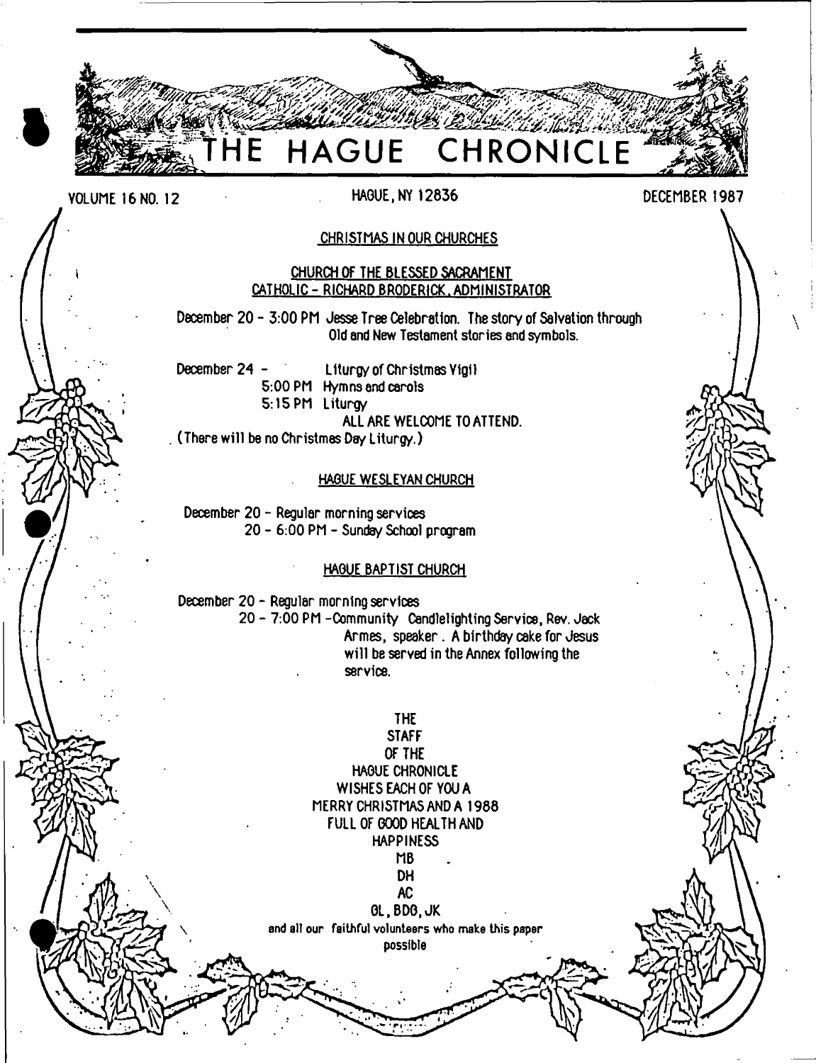# THE HAGUE CHRONICLE

VOLUME 16 NO. 12 — HAGUE, NY 12836 — DECEMBER 1987

## CHRISTMAS IN OUR CHURCHES

### CHURCH OF THE BLESSED SACRAMENT
### CATHOLIC - RICHARD BRODERICK, ADMINISTRATOR

December 20 - 3:00 PM Jesse Tree Celebration. The story of Salvation through Old and New Testament stories and symbols.

December 24 - Liturgy of Christmas Vigil
5:00 PM Hymns and carols
5:15 PM Liturgy

ALL ARE WELCOME TO ATTEND.

(There will be no Christmas Day Liturgy.)

### HAGUE WESLEYAN CHURCH

December 20 - Regular morning services
20 - 6:00 PM - Sunday School program

### HAGUE BAPTIST CHURCH

December 20 - Regular morning services
20 - 7:00 PM - Community Candlelighting Service, Rev. Jack Armes, speaker. A birthday cake for Jesus will be served in the Annex following the service.

THE
STAFF
OF THE
HAGUE CHRONICLE
WISHES EACH OF YOU A
MERRY CHRISTMAS AND A 1988
FULL OF GOOD HEALTH AND
HAPPINESS

MB
DH
AC
GL, BDG, JK

and all our faithful volunteers who make this paper possible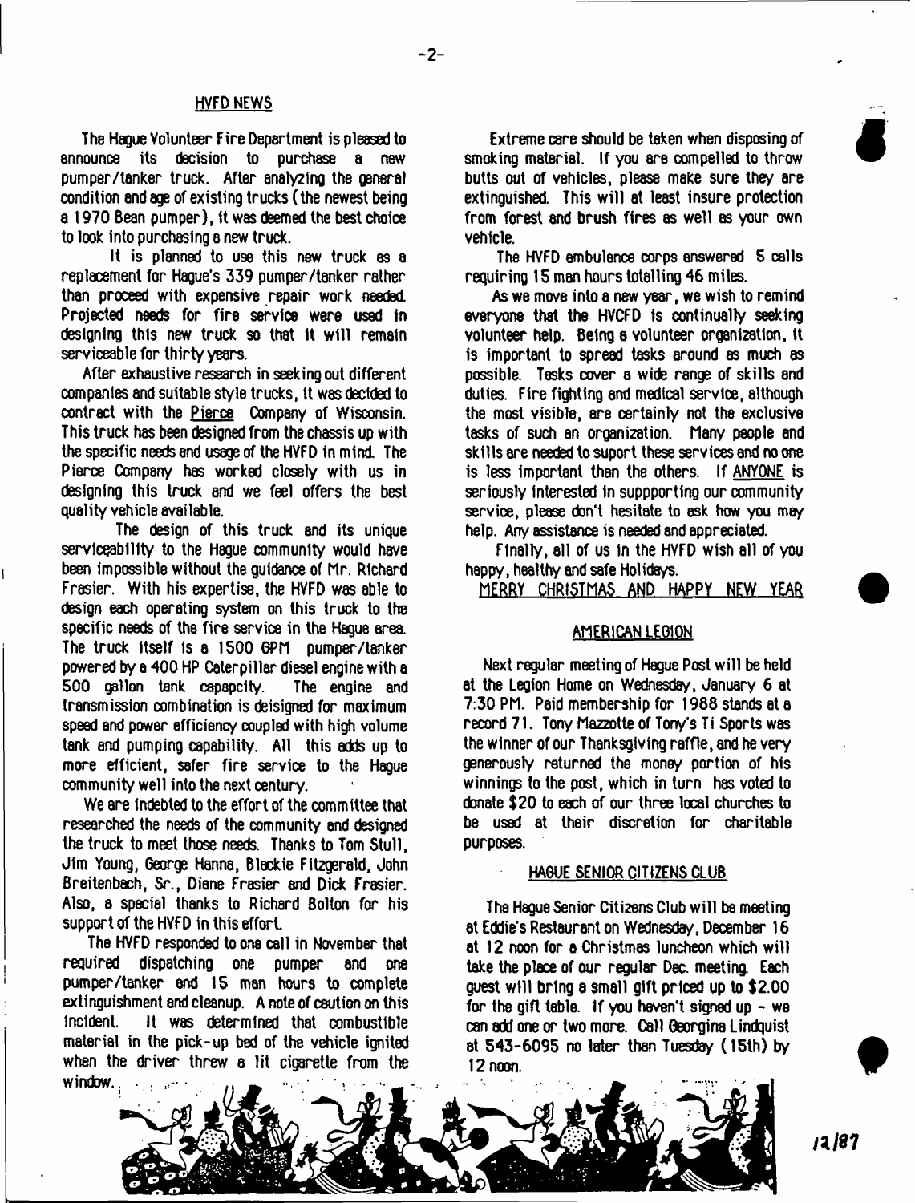## HVFD NEWS

The Hague Volunteer Fire Department is pleased to announce its decision to purchase a new pumper/tanker truck. After analyzing the general condition and age of existing trucks (the newest being a 1970 Bean pumper), it was deemed the best choice to look into purchasing a new truck.

It is planned to use this new truck as a replacement for Hague's 339 pumper/tanker rather than proceed with expensive repair work needed. Projected needs for fire service were used in designing this new truck so that it will remain serviceable for thirty years.

After exhaustive research in seeking out different companies and suitable style trucks, it was decided to contract with the Pierce Company of Wisconsin. This truck has been designed from the chassis up with the specific needs and usage of the HVFD in mind. The Pierce Company has worked closely with us in designing this truck and we feel offers the best quality vehicle available.

The design of this truck and its unique serviceability to the Hague community would have been impossible without the guidance of Mr. Richard Frasier. With his expertise, the HVFD was able to design each operating system on this truck to the specific needs of the fire service in the Hague area. The truck itself is a 1500 GPM pumper/tanker powered by a 400 HP Caterpillar diesel engine with a 500 gallon tank capapcity. The engine and transmission combination is deisigned for maximum speed and power efficiency coupled with high volume tank and pumping capability. All this adds up to more efficient, safer fire service to the Hague community well into the next century.

We are indebted to the effort of the committee that researched the needs of the community and designed the truck to meet those needs. Thanks to Tom Stull, Jim Young, George Hanna, Blackie Fitzgerald, John Breitenbach, Sr., Diane Frasier and Dick Frasier. Also, a special thanks to Richard Bolton for his support of the HVFD in this effort.

The HVFD responded to one call in November that required dispatching one pumper and one pumper/tanker and 15 man hours to complete extinguishment and cleanup. A note of caution on this incident. It was determined that combustible material in the pick-up bed of the vehicle ignited when the driver threw a lit cigarette from the window.

Extreme care should be taken when disposing of smoking material. If you are compelled to throw butts out of vehicles, please make sure they are extinguished. This will at least insure protection from forest and brush fires as well as your own vehicle.

The HVFD ambulance corps answered 5 calls requiring 15 man hours totalling 46 miles.

As we move into a new year, we wish to remind everyone that the HVCFD is continually seeking volunteer help. Being a volunteer organization, it is important to spread tasks around as much as possible. Tasks cover a wide range of skills and duties. Fire fighting and medical service, although the most visible, are certainly not the exclusive tasks of such an organization. Many people and skills are needed to suport these services and no one is less important than the others. If ANYONE is seriously interested in suppporting our community service, please don't hesitate to ask how you may help. Any assistance is needed and appreciated.

Finally, all of us in the HVFD wish all of you happy, healthy and safe Holidays.

MERRY CHRISTMAS AND HAPPY NEW YEAR

## AMERICAN LEGION

Next regular meeting of Hague Post will be held at the Legion Home on Wednesday, January 6 at 7:30 PM. Paid membership for 1988 stands at a record 71. Tony Mazzotte of Tony's Ti Sports was the winner of our Thanksgiving raffle, and he very generously returned the money portion of his winnings to the post, which in turn has voted to donate $20 to each of our three local churches to be used at their discretion for charitable purposes.

## HAGUE SENIOR CITIZENS CLUB

The Hague Senior Citizens Club will be meeting at Eddie's Restaurant on Wednesday, December 16 at 12 noon for a Christmas luncheon which will take the place of our regular Dec. meeting. Each guest will bring a small gift priced up to $2.00 for the gift table. If you haven't signed up - we can add one or two more. Call Georgina Lindquist at 543-6095 no later than Tuesday (15th) by 12 noon.

12/87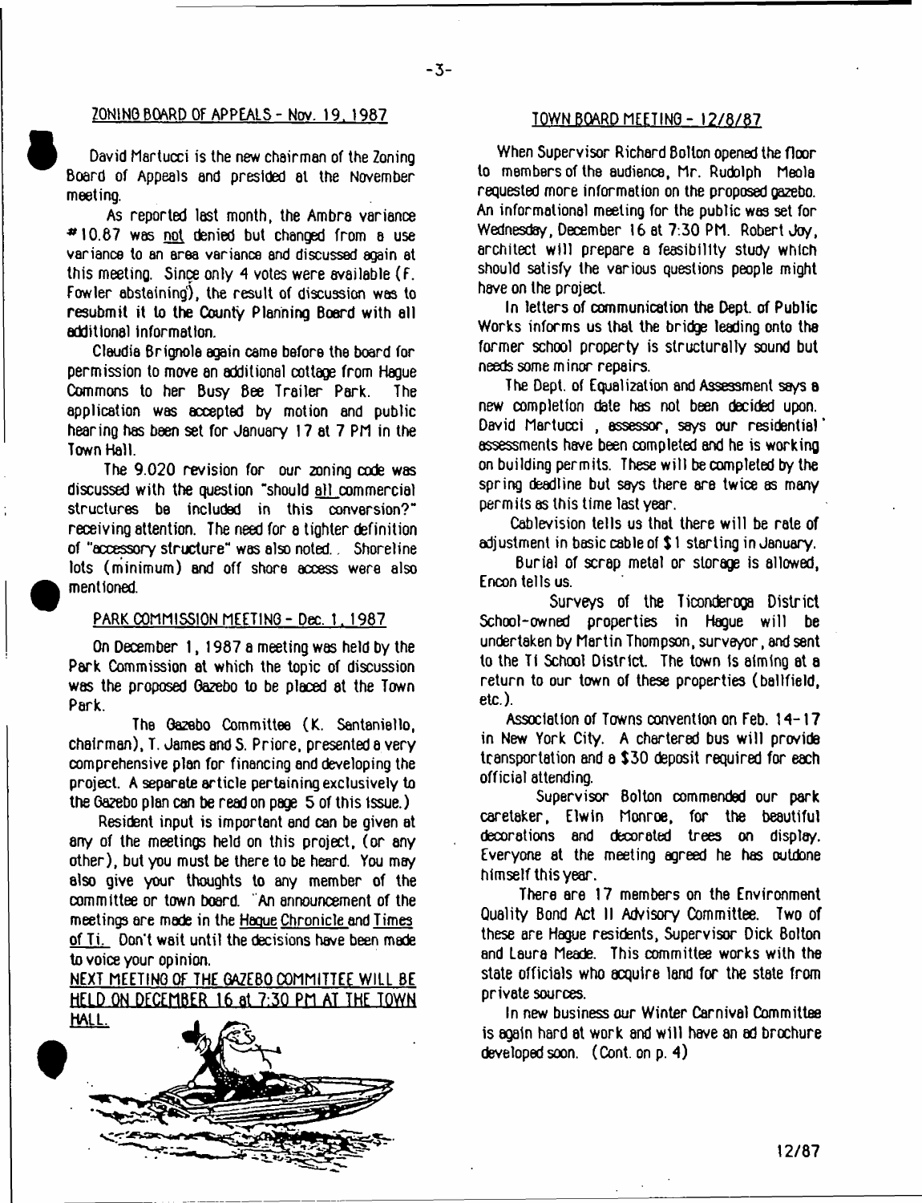## ZONING BOARD OF APPEALS - Nov. 19, 1987

David Martucci is the new chairman of the Zoning Board of Appeals and presided at the November meeting.

As reported last month, the Ambra variance #10.87 was not denied but changed from a use variance to an area variance and discussed again at this meeting. Since only 4 votes were available (F. Fowler abstaining), the result of discussion was to resubmit it to the County Planning Board with all additional information.

Claudia Brignola again came before the board for permission to move an additional cottage from Hague Commons to her Busy Bee Trailer Park. The application was accepted by motion and public hearing has been set for January 17 at 7 PM in the Town Hall.

The 9.020 revision for our zoning code was discussed with the question "should all commercial structures be included in this conversion?" receiving attention. The need for a tighter definition of "accessory structure" was also noted. Shoreline lots (minimum) and off shore access were also mentioned.

## PARK COMMISSION MEETING - Dec. 1, 1987

On December 1, 1987 a meeting was held by the Park Commission at which the topic of discussion was the proposed Gazebo to be placed at the Town Park.

The Gazebo Committee (K. Santaniello, chairman), T. James and S. Priore, presented a very comprehensive plan for financing and developing the project. A separate article pertaining exclusively to the Gazebo plan can be read on page 5 of this issue.)

Resident input is important and can be given at any of the meetings held on this project, (or any other), but you must be there to be heard. You may also give your thoughts to any member of the committee or town board. An announcement of the meetings are made in the Hague Chronicle and Times of Ti. Don't wait until the decisions have been made to voice your opinion.

NEXT MEETING OF THE GAZEBO COMMITTEE WILL BE HELD ON DECEMBER 16 at 7:30 PM AT THE TOWN HALL.

## TOWN BOARD MEETING - 12/8/87

When Supervisor Richard Bolton opened the floor to members of the audience, Mr. Rudolph Meola requested more information on the proposed gazebo. An informational meeting for the public was set for Wednesday, December 16 at 7:30 PM. Robert Joy, architect will prepare a feasibility study which should satisfy the various questions people might have on the project.

In letters of communication the Dept. of Public Works informs us that the bridge leading onto the former school property is structurally sound but needs some minor repairs.

The Dept. of Equalization and Assessment says a new completion date has not been decided upon. David Martucci, assessor, says our residential assessments have been completed and he is working on building permits. These will be completed by the spring deadline but says there are twice as many permits as this time last year.

Cablevision tells us that there will be rate of adjustment in basic cable of $1 starting in January.

Burial of scrap metal or storage is allowed, Encon tells us.

Surveys of the Ticonderoga District School-owned properties in Hague will be undertaken by Martin Thompson, surveyor, and sent to the Ti School District. The town is aiming at a return to our town of these properties (ballfield, etc.).

Association of Towns convention on Feb. 14-17 in New York City. A chartered bus will provide transportation and a $30 deposit required for each official attending.

Supervisor Bolton commended our park caretaker, Elwin Monroe, for the beautiful decorations and decorated trees on display. Everyone at the meeting agreed he has outdone himself this year.

There are 17 members on the Environment Quality Bond Act II Advisory Committee. Two of these are Hague residents, Supervisor Dick Bolton and Laura Meade. This committee works with the state officials who acquire land for the state from private sources.

In new business our Winter Carnival Committee is again hard at work and will have an ad brochure developed soon. (Cont. on p. 4)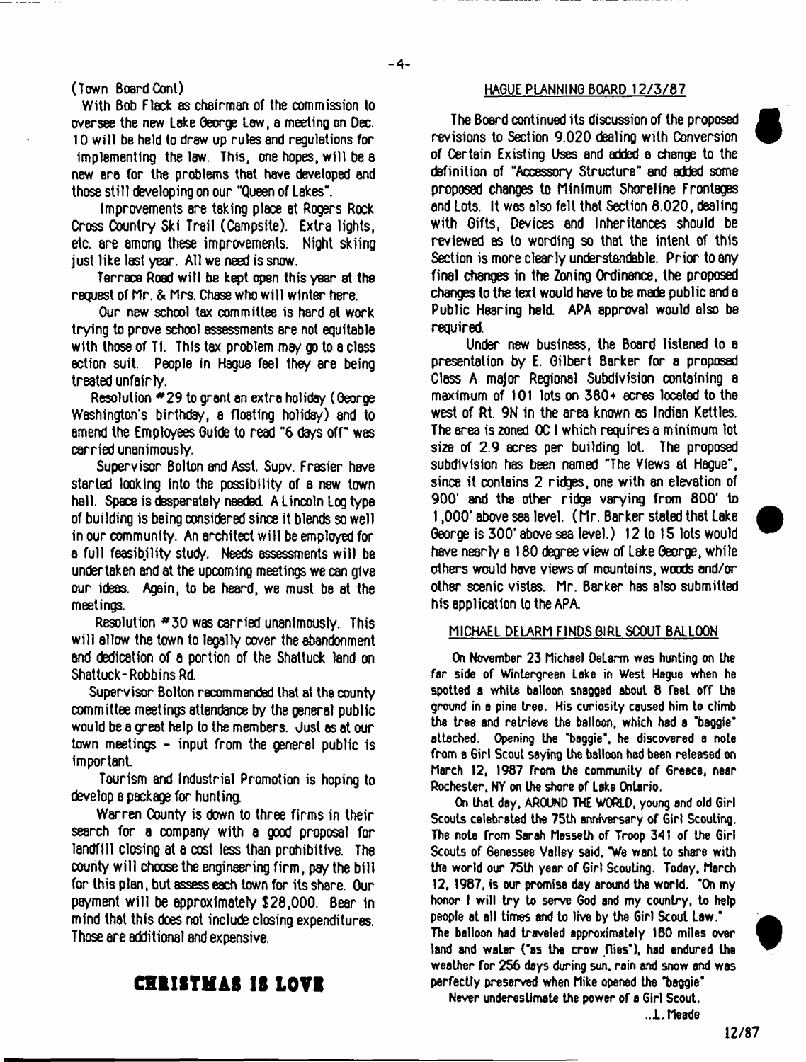(Town Board Cont)

With Bob Flack as chairman of the commission to oversee the new Lake George Law, a meeting on Dec. 10 will be held to draw up rules and regulations for implementing the law. This, one hopes, will be a new era for the problems that have developed and those still developing on our "Queen of Lakes".

Improvements are taking place at Rogers Rock Cross Country Ski Trail (Campsite). Extra lights, etc. are among these improvements. Night skiing just like last year. All we need is snow.

Terrace Road will be kept open this year at the request of Mr. & Mrs. Chase who will winter here.

Our new school tax committee is hard at work trying to prove school assessments are not equitable with those of Ti. This tax problem may go to a class action suit. People in Hague feel they are being treated unfairly.

Resolution #29 to grant an extra holiday (George Washington's birthday, a floating holiday) and to amend the Employees Guide to read "6 days off" was carried unanimously.

Supervisor Bolton and Asst. Supv. Frasier have started looking into the possibility of a new town hall. Space is desperately needed. A Lincoln Log type of building is being considered since it blends so well in our community. An architect will be employed for a full feasibility study. Needs assessments will be undertaken and at the upcoming meetings we can give our ideas. Again, to be heard, we must be at the meetings.

Resolution #30 was carried unanimously. This will allow the town to legally cover the abandonment and dedication of a portion of the Shattuck land on Shattuck-Robbins Rd.

Supervisor Bolton recommended that at the county committee meetings attendance by the general public would be a great help to the members. Just as at our town meetings - input from the general public is important.

Tourism and Industrial Promotion is hoping to develop a package for hunting.

Warren County is down to three firms in their search for a company with a good proposal for landfill closing at a cost less than prohibitive. The county will choose the engineering firm, pay the bill for this plan, but assess each town for its share. Our payment will be approximately $28,000. Bear in mind that this does not include closing expenditures. Those are additional and expensive.

# CHRISTMAS IS LOVE

## HAGUE PLANNING BOARD 12/3/87

The Board continued its discussion of the proposed revisions to Section 9.020 dealing with Conversion of Certain Existing Uses and added a change to the definition of "Accessory Structure" and added some proposed changes to Minimum Shoreline Frontages and Lots. It was also felt that Section 8.020, dealing with Gifts, Devices and Inheritances should be reviewed as to wording so that the intent of this Section is more clearly understandable. Prior to any final changes in the Zoning Ordinance, the proposed changes to the text would have to be made public and a Public Hearing held. APA approval would also be required.

Under new business, the Board listened to a presentation by E. Gilbert Barker for a proposed Class A major Regional Subdivision containing a maximum of 101 lots on 380+ acres located to the west of Rt. 9N in the area known as Indian Kettles. The area is zoned OC I which requires a minimum lot size of 2.9 acres per building lot. The proposed subdivision has been named "The Views at Hague", since it contains 2 ridges, one with an elevation of 900' and the other ridge varying from 800' to 1,000' above sea level. (Mr. Barker stated that Lake George is 300' above sea level.) 12 to 15 lots would have nearly a 180 degree view of Lake George, while others would have views of mountains, woods and/or other scenic vistas. Mr. Barker has also submitted his application to the APA.

## MICHAEL DELARM FINDS GIRL SCOUT BALLOON

On November 23 Michael DeLarm was hunting on the far side of Wintergreen Lake in West Hague when he spotted a white balloon snagged about 8 feet off the ground in a pine tree. His curiosity caused him to climb the tree and retrieve the balloon, which had a "baggie" attached. Opening the "baggie", he discovered a note from a Girl Scout saying the balloon had been released on March 12, 1987 from the community of Greece, near Rochester, NY on the shore of Lake Ontario.

On that day, AROUND THE WORLD, young and old Girl Scouts celebrated the 75th anniversary of Girl Scouting. The note from Sarah Masseth of Troop 341 of the Girl Scouts of Genessee Valley said, "We want to share with the world our 75th year of Girl Scouting. Today, March 12, 1987, is our promise day around the world. "On my honor I will try to serve God and my country, to help people at all times and to live by the Girl Scout Law." The balloon had traveled approximately 180 miles over land and water ("as the crow flies"), had endured the weather for 256 days during sun, rain and snow and was perfectly preserved when Mike opened the "baggie"

Never underestimate the power of a Girl Scout.

...L. Meade

12/87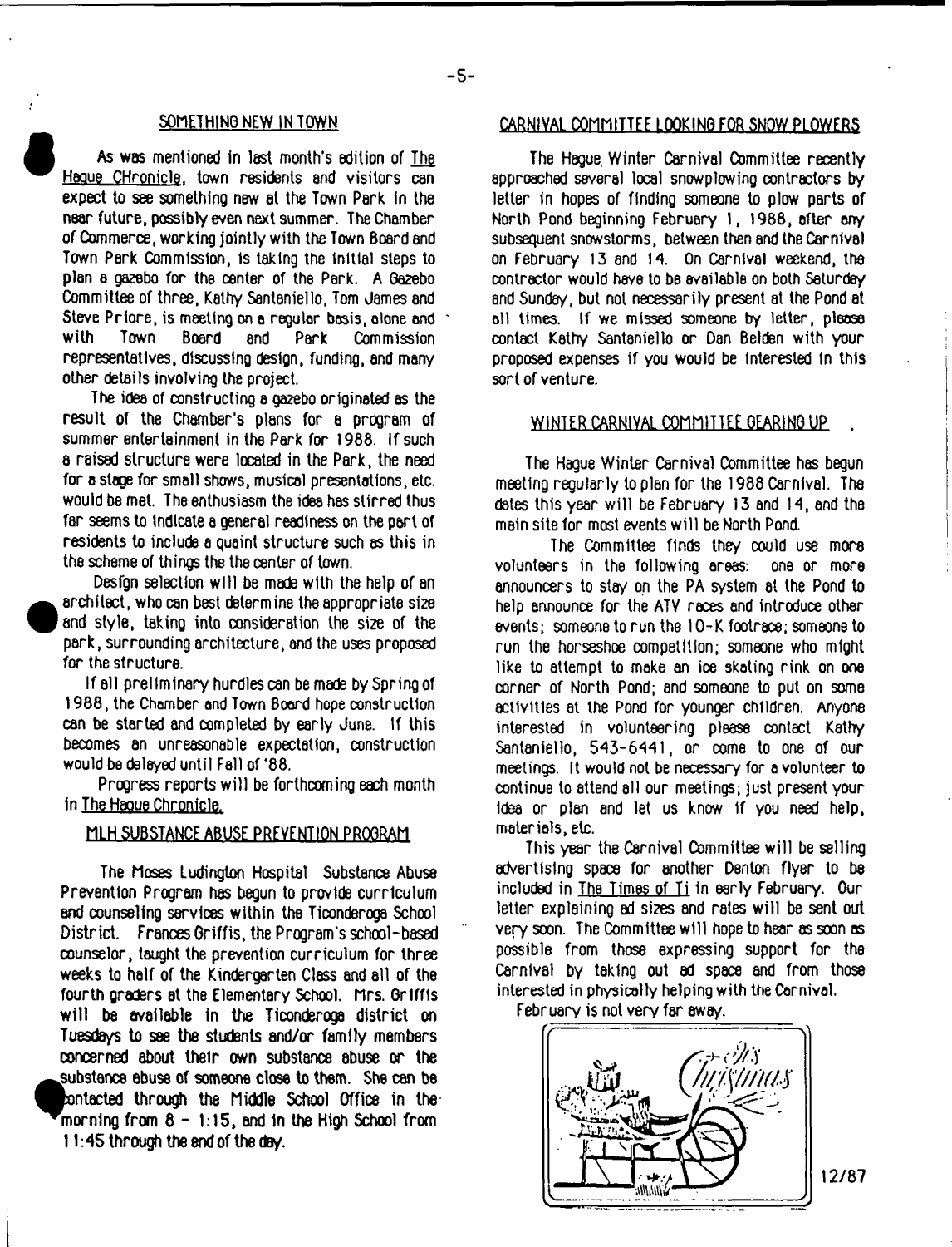## SOMETHING NEW IN TOWN

As was mentioned in last month's edition of The Hague CHronicle, town residents and visitors can expect to see something new at the Town Park in the near future, possibly even next summer. The Chamber of Commerce, working jointly with the Town Board and Town Park Commission, is taking the initial steps to plan a gazebo for the center of the Park. A Gazebo Committee of three, Kathy Santaniello, Tom James and Steve Priore, is meeting on a regular basis, alone and with Town Board and Park Commission representatives, discussing design, funding, and many other details involving the project.

The idea of constructing a gazebo originated as the result of the Chamber's plans for a program of summer entertainment in the Park for 1988. If such a raised structure were located in the Park, the need for a stage for small shows, musical presentations, etc. would be met. The enthusiasm the idea has stirred thus far seems to indicate a general readiness on the part of residents to include a quaint structure such as this in the scheme of things the the center of town.

Design selection will be made with the help of an architect, who can best determine the appropriate size and style, taking into consideration the size of the park, surrounding architecture, and the uses proposed for the structure.

If all preliminary hurdles can be made by Spring of 1988, the Chamber and Town Board hope construction can be started and completed by early June. If this becomes an unreasonable expectation, construction would be delayed until Fall of '88.

Progress reports will be forthcoming each month in The Hague Chronicle.

## MLH SUBSTANCE ABUSE PREVENTION PROGRAM

The Moses Ludington Hospital Substance Abuse Prevention Program has begun to provide curriculum and counseling services within the Ticonderoga School District. Frances Griffis, the Program's school-based counselor, taught the prevention curriculum for three weeks to half of the Kindergarten Class and all of the fourth graders at the Elementary School. Mrs. Griffis will be available in the Ticonderoga district on Tuesdays to see the students and/or family members concerned about their own substance abuse or the substance abuse of someone close to them. She can be contacted through the Middle School Office in the morning from 8 - 1:15, and in the High School from 11:45 through the end of the day.

## CARNIVAL COMMITTEE LOOKING FOR SNOW PLOWERS

The Hague Winter Carnival Committee recently approached several local snowplowing contractors by letter in hopes of finding someone to plow parts of North Pond beginning February 1, 1988, after any subsequent snowstorms, between then and the Carnival on February 13 and 14. On Carnival weekend, the contractor would have to be available on both Saturday and Sunday, but not necessarily present at the Pond at all times. If we missed someone by letter, please contact Kathy Santaniello or Dan Belden with your proposed expenses if you would be interested in this sort of venture.

## WINTER CARNIVAL COMMITTEE GEARING UP

The Hague Winter Carnival Committee has begun meeting regularly to plan for the 1988 Carnival. The dates this year will be February 13 and 14, and the main site for most events will be North Pond.

The Committee finds they could use more volunteers in the following areas: one or more announcers to stay on the PA system at the Pond to help announce for the ATV races and introduce other events; someone to run the 10-K footrace; someone to run the horseshoe competition; someone who might like to attempt to make an ice skating rink on one corner of North Pond; and someone to put on some activities at the Pond for younger children. Anyone interested in volunteering please contact Kathy Santaniello, 543-6441, or come to one of our meetings. It would not be necessary for a volunteer to continue to attend all our meetings; just present your idea or plan and let us know if you need help, materials, etc.

This year the Carnival Committee will be selling advertising space for another Denton flyer to be included in The Times of Ti in early February. Our letter explaining ad sizes and rates will be sent out very soon. The Committee will hope to hear as soon as possible from those expressing support for the Carnival by taking out ad space and from those interested in physically helping with the Carnival.

February is not very far away.

12/87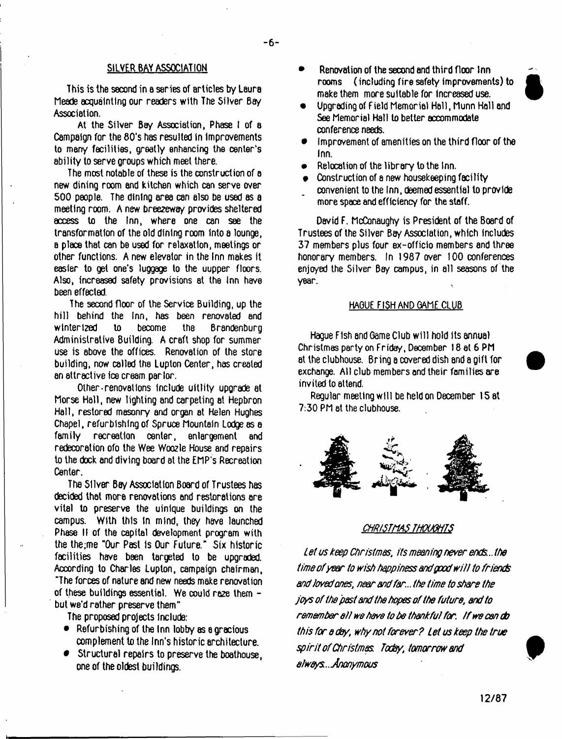## SILVER BAY ASSOCIATION

This is the second in a series of articles by Laura Meade acquainting our readers with The Silver Bay Association.

At the Silver Bay Association, Phase I of a Campaign for the 80's has resulted in improvements to many facilities, greatly enhancing the center's ability to serve groups which meet there.

The most notable of these is the construction of a new dining room and kitchen which can serve over 500 people. The dining area can also be used as a meeting room. A new breezeway provides sheltered access to the Inn, where one can see the transformation of the old dining room into a lounge, a place that can be used for relaxation, meetings or other functions. A new elevator in the Inn makes it easier to get one's luggage to the uupper floors. Also, increased safety provisions at the Inn have been effected.

The second floor of the Service Building, up the hill behind the Inn, has been renovated and winterized to become the Brandenburg Administrative Building. A craft shop for summer use is above the offices. Renovation of the store building, now called the Lupton Center, has created an attractive ice cream parlor.

Other renovations include utility upgrade at Morse Hall, new lighting and carpeting at Hepbron Hall, restored masonry and organ at Helen Hughes Chapel, refurbishing of Spruce Mountain Lodge as a family recreation center, enlargement and redecoration ofo the Wee Woozle House and repairs to the dock and diving board at the EMP's Recreation Center.

The Silver Bay Association Board of Trustees has decided that more renovations and restorations are vital to preserve the uinique buildings on the campus. With this in mind, they have launched Phase II of the capital development program with the the;me "Our Past is Our Future." Six historic facilities have been targeted to be upgraded. According to Charles Lupton, campaign chairman, "The forces of nature and new needs make renovation of these buildings essential. We could raze them - but we'd rather preserve them"

The proposed projects include:

- Refurbishing of the Inn lobby as a gracious complement to the Inn's historic architecture.
- Structural repairs to preserve the boathouse, one of the oldest buildings.
- Renovation of the second and third floor Inn rooms (including fire safety improvements) to make them more suitable for increased use.
- Upgrading of Field Memorial Hall, Munn Hall and See Memorial Hall to better accommodate conference needs.
- Improvement of amenities on the third floor of the Inn.
- Relocation of the library to the Inn.
- Construction of a new housekeeping facility convenient to the Inn, deemed essential to provide more space and efficiency for the staff.

David F. McConaughy is President of the Board of Trustees of the Silver Bay Association, which includes 37 members plus four ex-officio members and three honorary members. In 1987 over 100 conferences enjoyed the Silver Bay campus, in all seasons of the year.

## HAGUE FISH AND GAME CLUB

Hague Fish and Game Club will hold its annual Christmas party on Friday, December 18 at 6 PM at the clubhouse. Bring a covered dish and a gift for exchange. All club members and their families are invited to attend.

Regular meeting will be held on December 15 at 7:30 PM at the clubhouse.

## *CHRISTMAS THOUGHTS*

*Let us keep Christmas, its meaning never ends... the time of year to wish happiness and good will to friends and loved ones, near and far... the time to share the joys of the past and the hopes of the future, and to remember all we have to be thankful for. If we can do this for a day, why not forever? Let us keep the true spirit of Christmas. Today, tomorrow and always...Anonymous*

12/87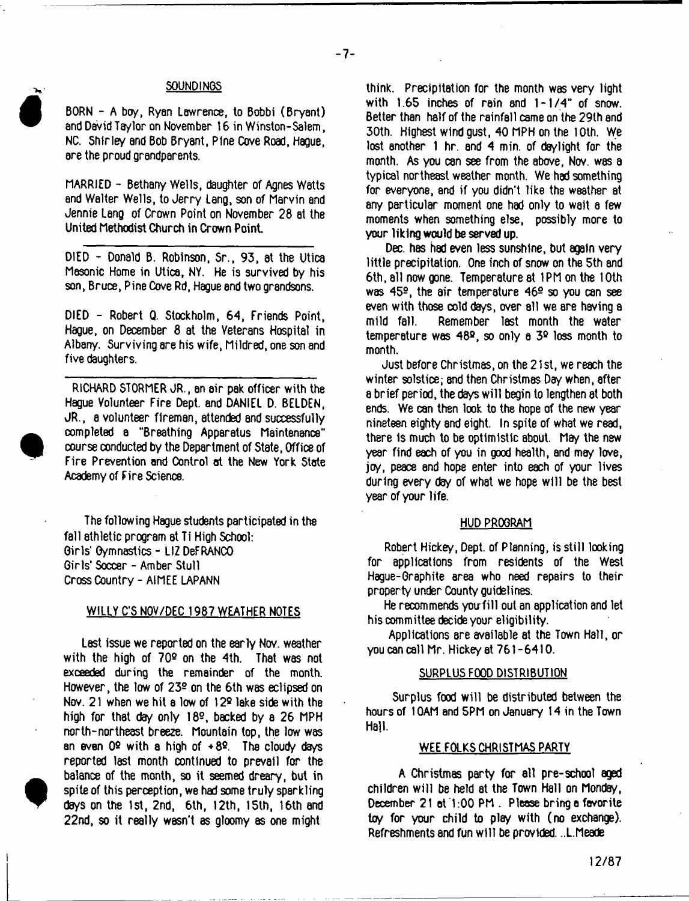## SOUNDINGS

BORN - A boy, Ryan Lawrence, to Bobbi (Bryant) and David Taylor on November 16 in Winston-Salem, NC. Shirley and Bob Bryant, Pine Cove Road, Hague, are the proud grandparents.

MARRIED - Bethany Wells, daughter of Agnes Watts and Walter Wells, to Jerry Lang, son of Marvin and Jennie Lang of Crown Point on November 28 at the United Methodist Church in Crown Point.

---

DIED - Donald B. Robinson, Sr., 93, at the Utica Masonic Home in Utica, NY. He is survived by his son, Bruce, Pine Cove Rd, Hague and two grandsons.

DIED - Robert Q. Stockholm, 64, Friends Point, Hague, on December 8 at the Veterans Hospital in Albany. Surviving are his wife, Mildred, one son and five daughters.

---

RICHARD STORMER JR., an air pak officer with the Hague Volunteer Fire Dept. and DANIEL D. BELDEN, JR., a volunteer fireman, attended and successfully completed a "Breathing Apparatus Maintenance" course conducted by the Department of State, Office of Fire Prevention and Control at the New York State Academy of Fire Science.

The following Hague students participated in the fall athletic program at Ti High School:
Girls' Gymnastics - LIZ DeFRANCO
Girls' Soccer - Amber Stull
Cross Country - AIMEE LAPANN

## WILLY C'S NOV/DEC 1987 WEATHER NOTES

Last issue we reported on the early Nov. weather with the high of 70º on the 4th. That was not exceeded during the remainder of the month. However, the low of 23º on the 6th was eclipsed on Nov. 21 when we hit a low of 12º lake side with the high for that day only 18º, backed by a 26 MPH north-northeast breeze. Mountain top, the low was an even 0º with a high of +8º. The cloudy days reported last month continued to prevail for the balance of the month, so it seemed dreary, but in spite of this perception, we had some truly sparkling days on the 1st, 2nd, 6th, 12th, 15th, 16th and 22nd, so it really wasn't as gloomy as one might think. Precipitation for the month was very light with 1.65 inches of rain and 1-1/4" of snow. Better than half of the rainfall came on the 29th and 30th. Highest wind gust, 40 MPH on the 10th. We lost another 1 hr. and 4 min. of daylight for the month. As you can see from the above, Nov. was a typical northeast weather month. We had something for everyone, and if you didn't like the weather at any particular moment one had only to wait a few moments when something else, possibly more to your liking would be served up.

Dec. has had even less sunshine, but again very little precipitation. One inch of snow on the 5th and 6th, all now gone. Temperature at 1PM on the 10th was 45º, the air temperature 46º so you can see even with those cold days, over all we are having a mild fall. Remember last month the water temperature was 48º, so only a 3º loss month to month.

Just before Christmas, on the 21st, we reach the winter solstice; and then Christmas Day when, after a brief period, the days will begin to lengthen at both ends. We can then look to the hope of the new year nineteen eighty and eight. In spite of what we read, there is much to be optimistic about. May the new year find each of you in good health, and may love, joy, peace and hope enter into each of your lives during every day of what we hope will be the best year of your life.

## HUD PROGRAM

Robert Hickey, Dept. of Planning, is still looking for applications from residents of the West Hague-Graphite area who need repairs to their property under County guidelines.

He recommends you fill out an application and let his committee decide your eligibility.

Applications are available at the Town Hall, or you can call Mr. Hickey at 761-6410.

## SURPLUS FOOD DISTRIBUTION

Surplus food will be distributed between the hours of 10AM and 5PM on January 14 in the Town Hall.

## WEE FOLKS CHRISTMAS PARTY

A Christmas party for all pre-school aged children will be held at the Town Hall on Monday, December 21 at 1:00 PM. Please bring a favorite toy for your child to play with (no exchange). Refreshments and fun will be provided. ..L.Meade

12/87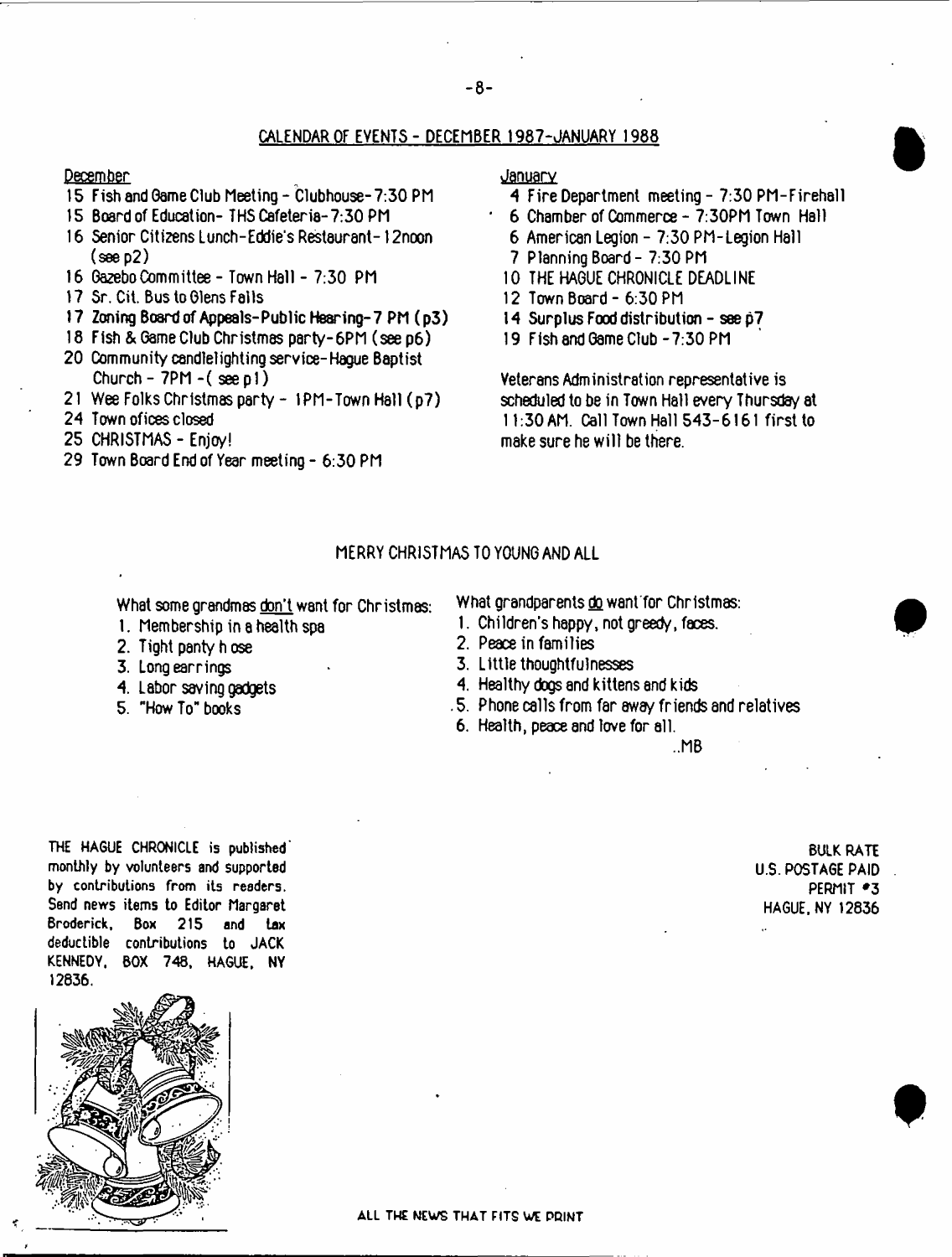## CALENDAR OF EVENTS - DECEMBER 1987-JANUARY 1988

### December

15 Fish and Game Club Meeting - Clubhouse- 7:30 PM
15 Board of Education- THS Cafeteria- 7:30 PM
16 Senior Citizens Lunch-Eddie's Restaurant- 12noon (see p2)
16 Gazebo Committee - Town Hall - 7:30 PM
17 Sr. Cit. Bus to Glens Falls
17 Zoning Board of Appeals-Public Hearing- 7 PM (p3)
18 Fish & Game Club Christmas party-6PM (see p6)
20 Community candlelighting service-Hague Baptist Church - 7PM - ( see p1)
21 Wee Folks Christmas party - 1PM-Town Hall (p7)
24 Town ofices closed
25 CHRISTMAS - Enjoy!
29 Town Board End of Year meeting - 6:30 PM

### January

4 Fire Department meeting - 7:30 PM-Firehall
6 Chamber of Commerce - 7:30PM Town Hall
6 American Legion - 7:30 PM-Legion Hall
7 Planning Board - 7:30 PM
10 THE HAGUE CHRONICLE DEADLINE
12 Town Board - 6:30 PM
14 Surplus Food distribution - see p7
19 Fish and Game Club - 7:30 PM

Veterans Administration representative is scheduled to be in Town Hall every Thursday at 11:30 AM. Call Town Hall 543-6161 first to make sure he will be there.

## MERRY CHRISTMAS TO YOUNG AND ALL

What some grandmas don't want for Christmas:

1. Membership in a health spa
2. Tight panty h ose
3. Long earrings
4. Labor saving gadgets
5. "How To" books

What grandparents do want for Christmas:

1. Children's happy, not greedy, faces.
2. Peace in families
3. Little thoughtfulnesses
4. Healthy dogs and kittens and kids
5. Phone calls from far away friends and relatives
6. Health, peace and love for all.

..MB

THE HAGUE CHRONICLE is published monthly by volunteers and supported by contributions from its readers. Send news items to Editor Margaret Broderick, Box 215 and tax deductible contributions to JACK KENNEDY, BOX 748, HAGUE, NY 12836.

BULK RATE
U.S. POSTAGE PAID
PERMIT #3
HAGUE, NY 12836

ALL THE NEWS THAT FITS WE PRINT